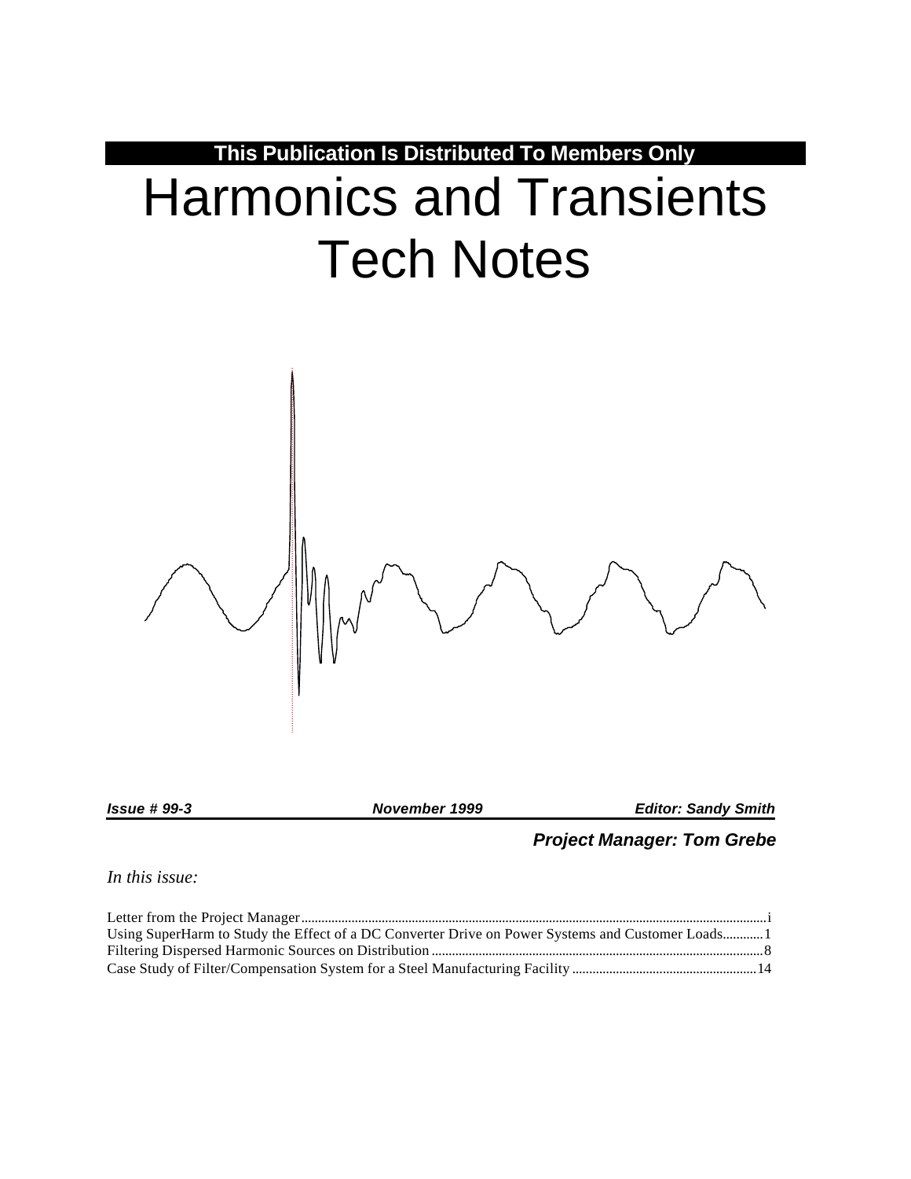**This Publication Is Distributed To Members Only**

# Harmonics and Transients Tech Notes

***Issue # 99-3*** ***November 1999*** ***Editor: Sandy Smith***

***Project Manager: Tom Grebe***

*In this issue:*

Letter from the Project Manager .......... i

Using SuperHarm to Study the Effect of a DC Converter Drive on Power Systems and Customer Loads .......... 1

Filtering Dispersed Harmonic Sources on Distribution .......... 8

Case Study of Filter/Compensation System for a Steel Manufacturing Facility .......... 14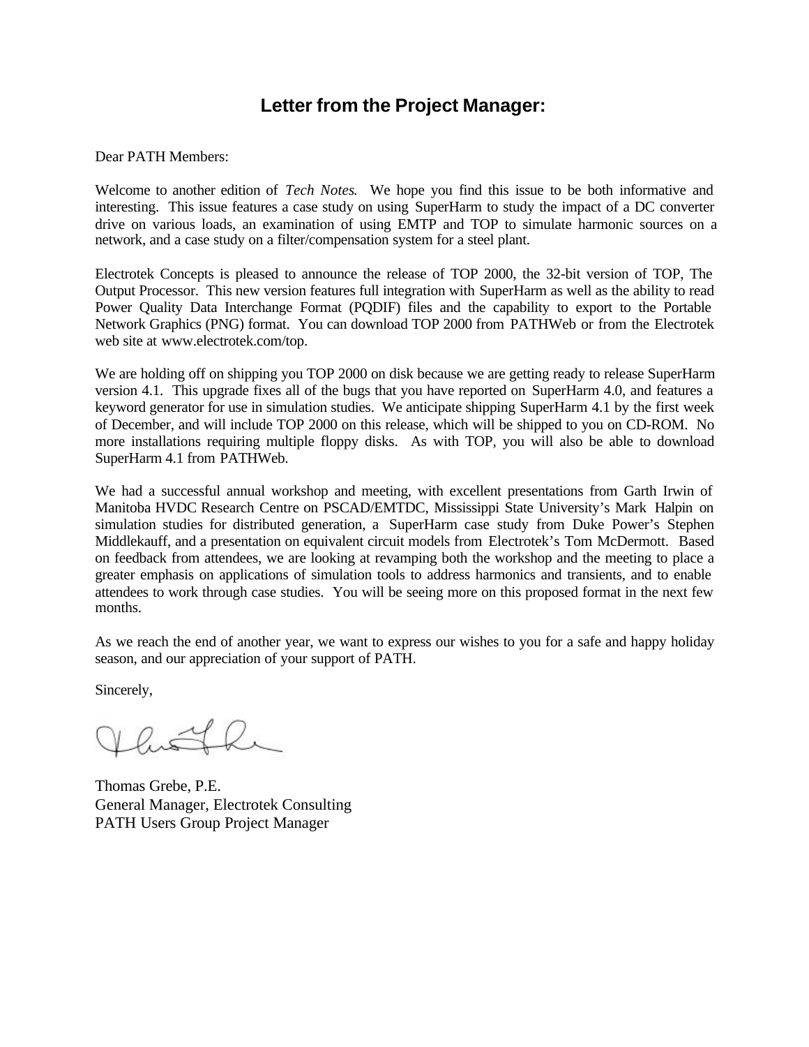# Letter from the Project Manager:

Dear PATH Members:

Welcome to another edition of *Tech Notes*. We hope you find this issue to be both informative and interesting. This issue features a case study on using SuperHarm to study the impact of a DC converter drive on various loads, an examination of using EMTP and TOP to simulate harmonic sources on a network, and a case study on a filter/compensation system for a steel plant.

Electrotek Concepts is pleased to announce the release of TOP 2000, the 32-bit version of TOP, The Output Processor. This new version features full integration with SuperHarm as well as the ability to read Power Quality Data Interchange Format (PQDIF) files and the capability to export to the Portable Network Graphics (PNG) format. You can download TOP 2000 from PATHWeb or from the Electrotek web site at www.electrotek.com/top.

We are holding off on shipping you TOP 2000 on disk because we are getting ready to release SuperHarm version 4.1. This upgrade fixes all of the bugs that you have reported on SuperHarm 4.0, and features a keyword generator for use in simulation studies. We anticipate shipping SuperHarm 4.1 by the first week of December, and will include TOP 2000 on this release, which will be shipped to you on CD-ROM. No more installations requiring multiple floppy disks. As with TOP, you will also be able to download SuperHarm 4.1 from PATHWeb.

We had a successful annual workshop and meeting, with excellent presentations from Garth Irwin of Manitoba HVDC Research Centre on PSCAD/EMTDC, Mississippi State University's Mark Halpin on simulation studies for distributed generation, a SuperHarm case study from Duke Power's Stephen Middlekauff, and a presentation on equivalent circuit models from Electrotek's Tom McDermott. Based on feedback from attendees, we are looking at revamping both the workshop and the meeting to place a greater emphasis on applications of simulation tools to address harmonics and transients, and to enable attendees to work through case studies. You will be seeing more on this proposed format in the next few months.

As we reach the end of another year, we want to express our wishes to you for a safe and happy holiday season, and our appreciation of your support of PATH.

Sincerely,

Thomas Grebe, P.E.
General Manager, Electrotek Consulting
PATH Users Group Project Manager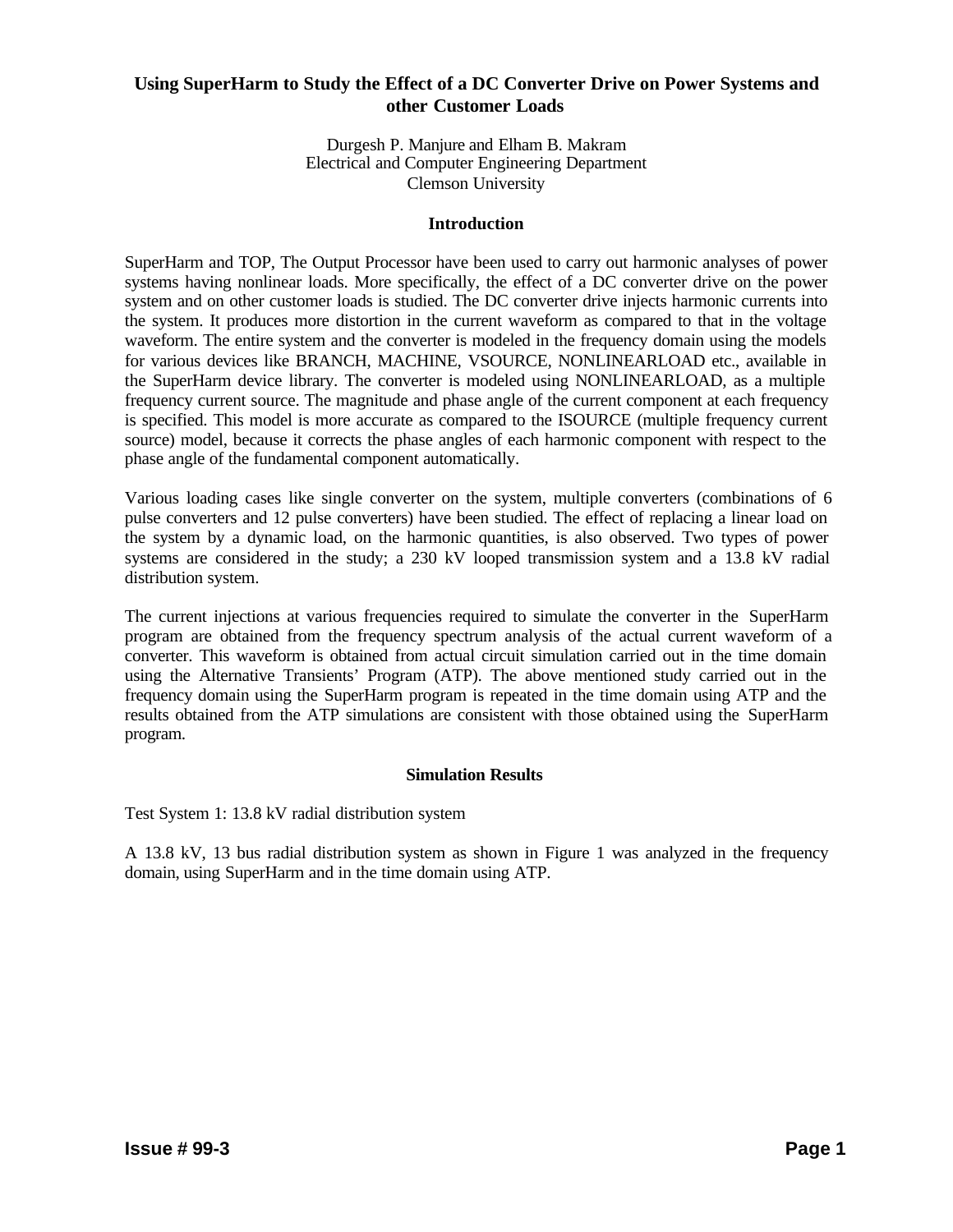# Using SuperHarm to Study the Effect of a DC Converter Drive on Power Systems and other Customer Loads

Durgesh P. Manjure and Elham B. Makram
Electrical and Computer Engineering Department
Clemson University

## Introduction

SuperHarm and TOP, The Output Processor have been used to carry out harmonic analyses of power systems having nonlinear loads. More specifically, the effect of a DC converter drive on the power system and on other customer loads is studied. The DC converter drive injects harmonic currents into the system. It produces more distortion in the current waveform as compared to that in the voltage waveform. The entire system and the converter is modeled in the frequency domain using the models for various devices like BRANCH, MACHINE, VSOURCE, NONLINEARLOAD etc., available in the SuperHarm device library. The converter is modeled using NONLINEARLOAD, as a multiple frequency current source. The magnitude and phase angle of the current component at each frequency is specified. This model is more accurate as compared to the ISOURCE (multiple frequency current source) model, because it corrects the phase angles of each harmonic component with respect to the phase angle of the fundamental component automatically.

Various loading cases like single converter on the system, multiple converters (combinations of 6 pulse converters and 12 pulse converters) have been studied. The effect of replacing a linear load on the system by a dynamic load, on the harmonic quantities, is also observed. Two types of power systems are considered in the study; a 230 kV looped transmission system and a 13.8 kV radial distribution system.

The current injections at various frequencies required to simulate the converter in the SuperHarm program are obtained from the frequency spectrum analysis of the actual current waveform of a converter. This waveform is obtained from actual circuit simulation carried out in the time domain using the Alternative Transients' Program (ATP). The above mentioned study carried out in the frequency domain using the SuperHarm program is repeated in the time domain using ATP and the results obtained from the ATP simulations are consistent with those obtained using the SuperHarm program.

## Simulation Results

Test System 1: 13.8 kV radial distribution system

A 13.8 kV, 13 bus radial distribution system as shown in Figure 1 was analyzed in the frequency domain, using SuperHarm and in the time domain using ATP.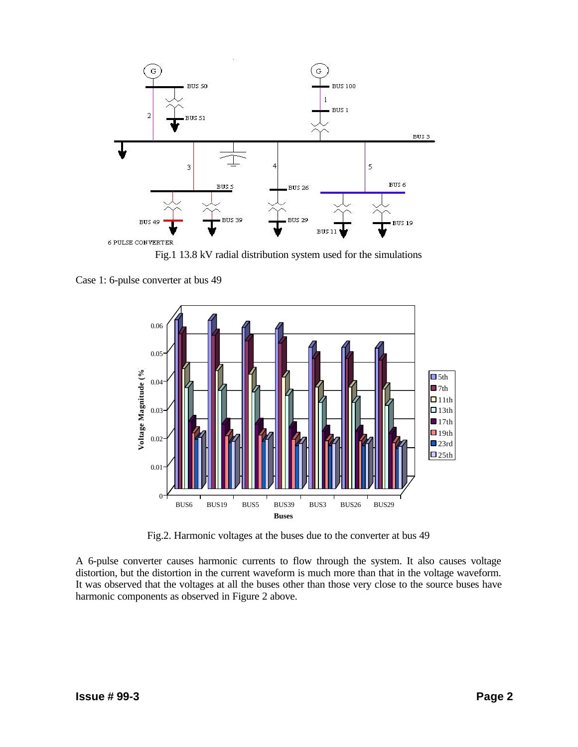Fig.1 13.8 kV radial distribution system used for the simulations

Case 1: 6-pulse converter at bus 49

Fig.2. Harmonic voltages at the buses due to the converter at bus 49

A 6-pulse converter causes harmonic currents to flow through the system. It also causes voltage distortion, but the distortion in the current waveform is much more than that in the voltage waveform. It was observed that the voltages at all the buses other than those very close to the source buses have harmonic components as observed in Figure 2 above.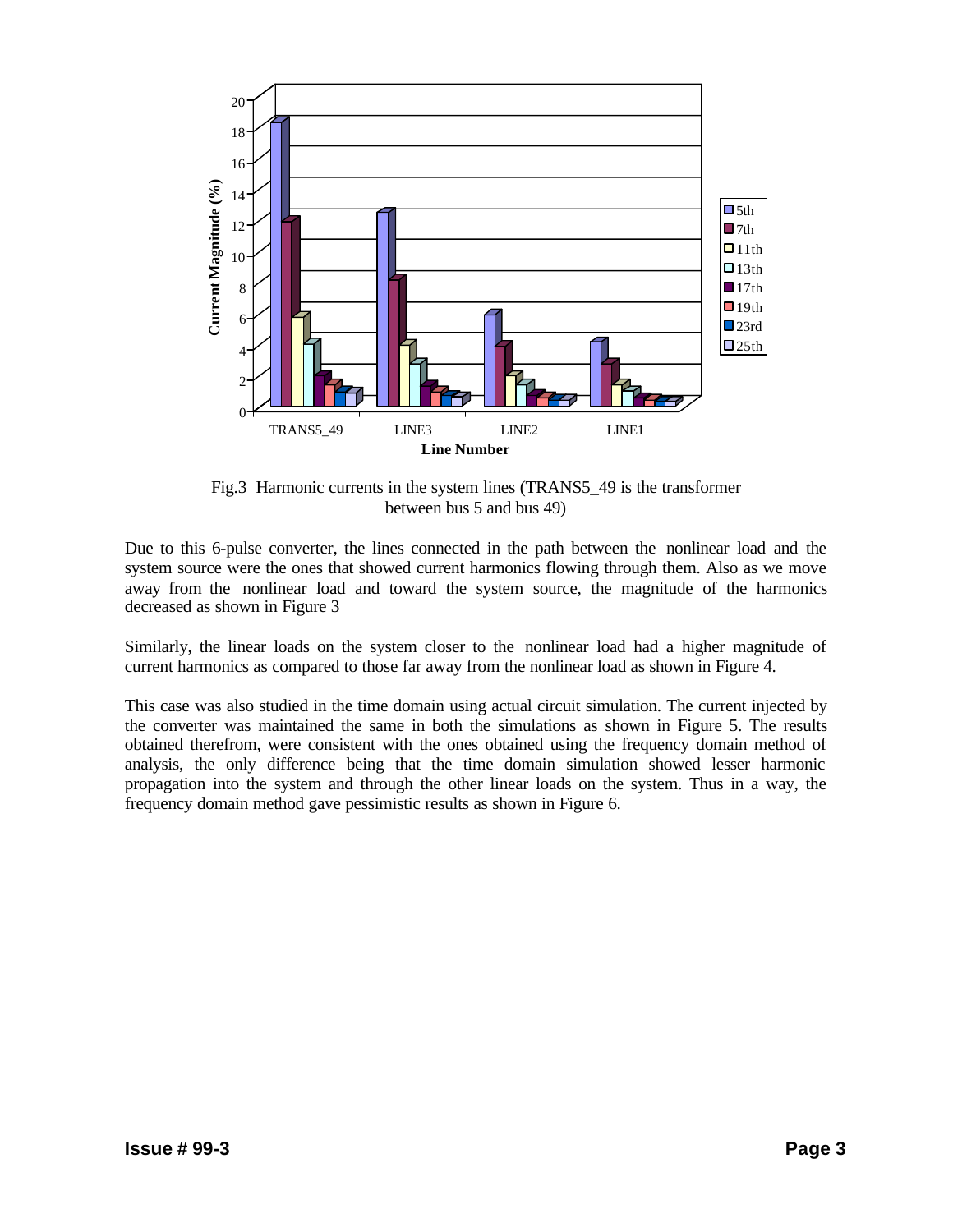Fig.3 Harmonic currents in the system lines (TRANS5_49 is the transformer between bus 5 and bus 49)

Due to this 6-pulse converter, the lines connected in the path between the nonlinear load and the system source were the ones that showed current harmonics flowing through them. Also as we move away from the nonlinear load and toward the system source, the magnitude of the harmonics decreased as shown in Figure 3

Similarly, the linear loads on the system closer to the nonlinear load had a higher magnitude of current harmonics as compared to those far away from the nonlinear load as shown in Figure 4.

This case was also studied in the time domain using actual circuit simulation. The current injected by the converter was maintained the same in both the simulations as shown in Figure 5. The results obtained therefrom, were consistent with the ones obtained using the frequency domain method of analysis, the only difference being that the time domain simulation showed lesser harmonic propagation into the system and through the other linear loads on the system. Thus in a way, the frequency domain method gave pessimistic results as shown in Figure 6.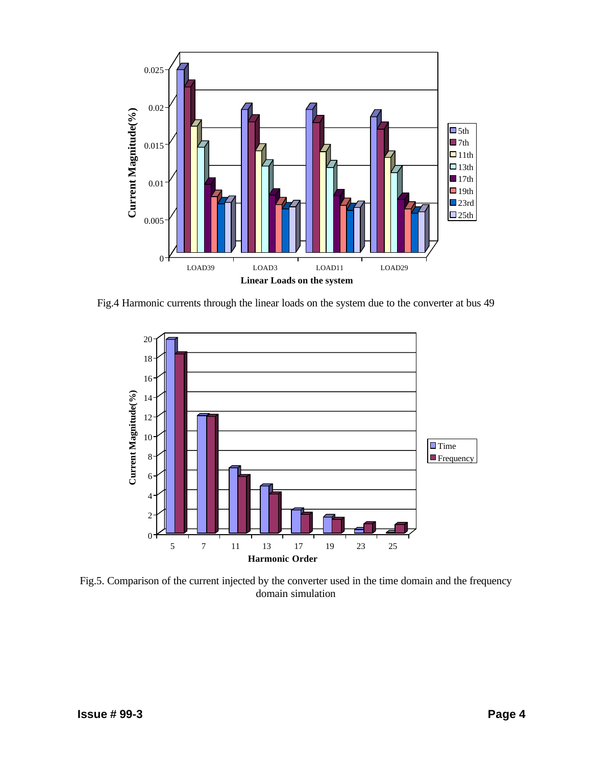Fig.4 Harmonic currents through the linear loads on the system due to the converter at bus 49

Fig.5. Comparison of the current injected by the converter used in the time domain and the frequency domain simulation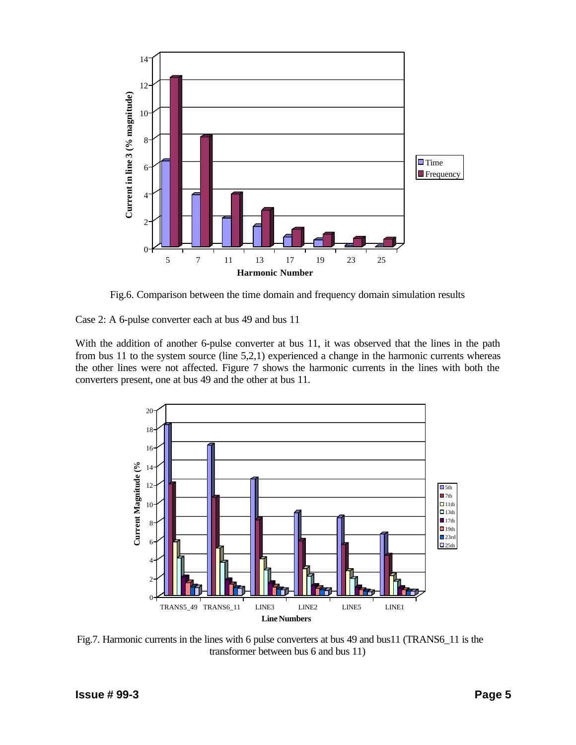Fig.6. Comparison between the time domain and frequency domain simulation results

Case 2: A 6-pulse converter each at bus 49 and bus 11

With the addition of another 6-pulse converter at bus 11, it was observed that the lines in the path from bus 11 to the system source (line 5,2,1) experienced a change in the harmonic currents whereas the other lines were not affected. Figure 7 shows the harmonic currents in the lines with both the converters present, one at bus 49 and the other at bus 11.

Fig.7. Harmonic currents in the lines with 6 pulse converters at bus 49 and bus11 (TRANS6_11 is the transformer between bus 6 and bus 11)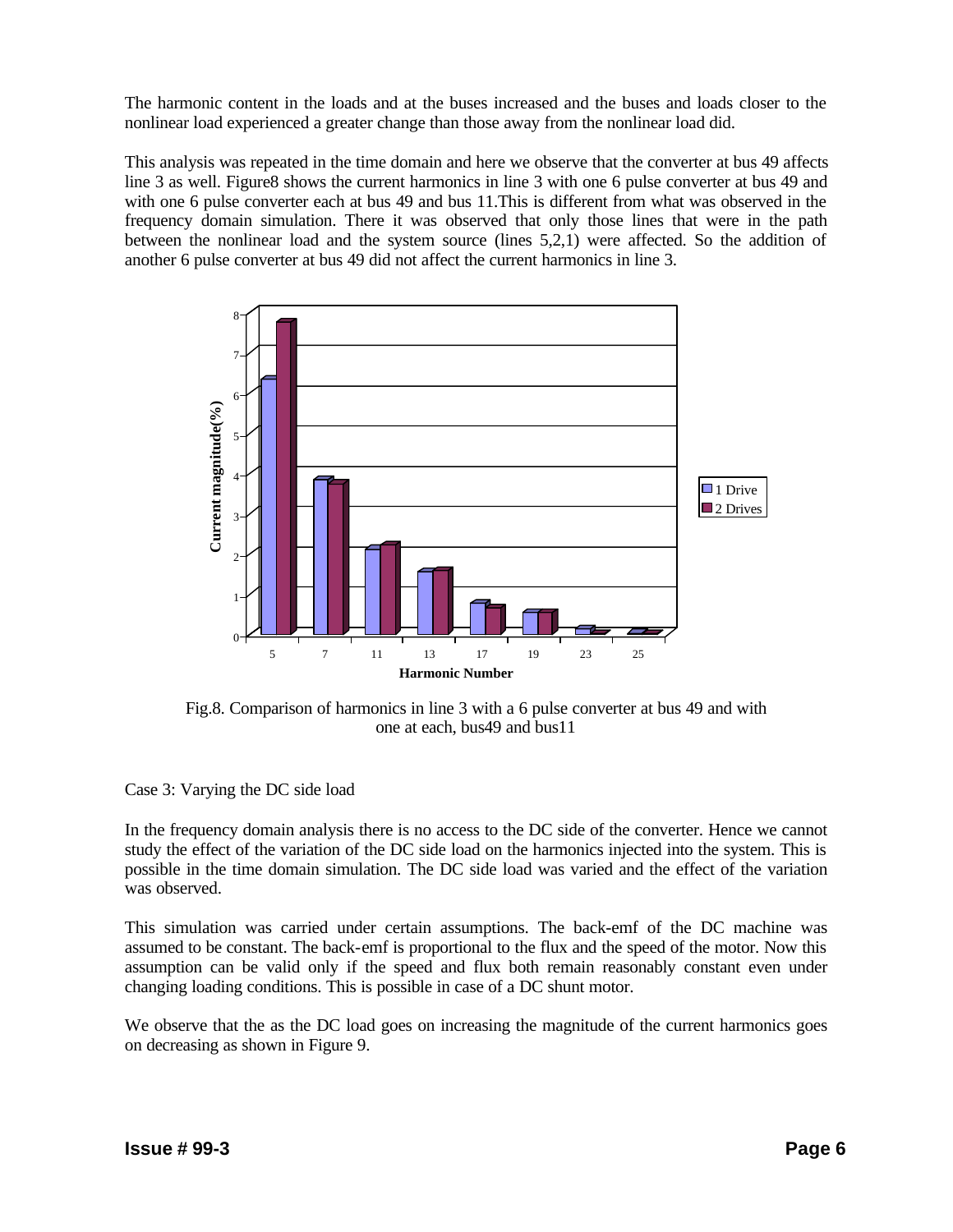The harmonic content in the loads and at the buses increased and the buses and loads closer to the nonlinear load experienced a greater change than those away from the nonlinear load did.

This analysis was repeated in the time domain and here we observe that the converter at bus 49 affects line 3 as well. Figure8 shows the current harmonics in line 3 with one 6 pulse converter at bus 49 and with one 6 pulse converter each at bus 49 and bus 11.This is different from what was observed in the frequency domain simulation. There it was observed that only those lines that were in the path between the nonlinear load and the system source (lines 5,2,1) were affected. So the addition of another 6 pulse converter at bus 49 did not affect the current harmonics in line 3.

Fig.8. Comparison of harmonics in line 3 with a 6 pulse converter at bus 49 and with one at each, bus49 and bus11

Case 3: Varying the DC side load

In the frequency domain analysis there is no access to the DC side of the converter. Hence we cannot study the effect of the variation of the DC side load on the harmonics injected into the system. This is possible in the time domain simulation. The DC side load was varied and the effect of the variation was observed.

This simulation was carried under certain assumptions. The back-emf of the DC machine was assumed to be constant. The back-emf is proportional to the flux and the speed of the motor. Now this assumption can be valid only if the speed and flux both remain reasonably constant even under changing loading conditions. This is possible in case of a DC shunt motor.

We observe that the as the DC load goes on increasing the magnitude of the current harmonics goes on decreasing as shown in Figure 9.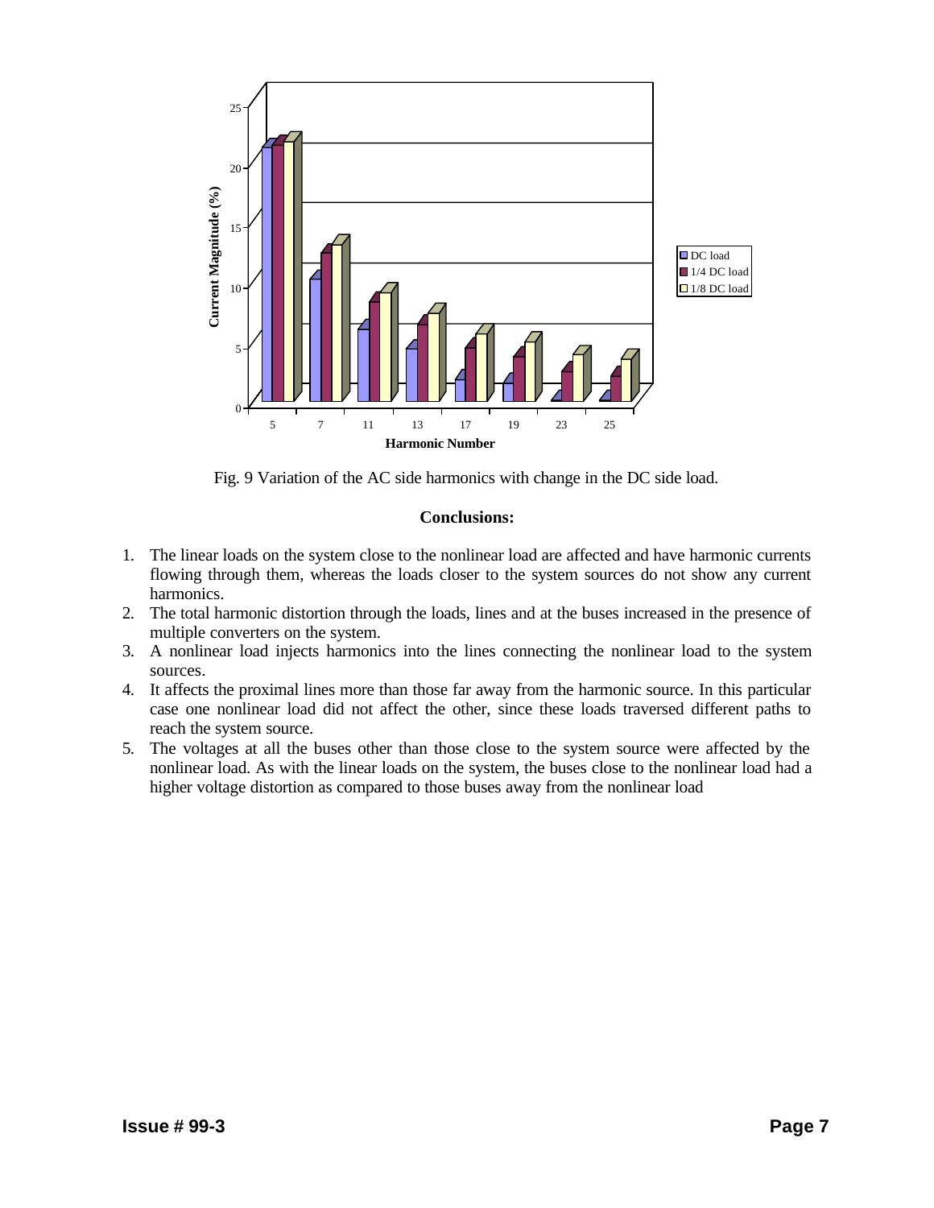Fig. 9 Variation of the AC side harmonics with change in the DC side load.

## Conclusions:

1. The linear loads on the system close to the nonlinear load are affected and have harmonic currents flowing through them, whereas the loads closer to the system sources do not show any current harmonics.
2. The total harmonic distortion through the loads, lines and at the buses increased in the presence of multiple converters on the system.
3. A nonlinear load injects harmonics into the lines connecting the nonlinear load to the system sources.
4. It affects the proximal lines more than those far away from the harmonic source. In this particular case one nonlinear load did not affect the other, since these loads traversed different paths to reach the system source.
5. The voltages at all the buses other than those close to the system source were affected by the nonlinear load. As with the linear loads on the system, the buses close to the nonlinear load had a higher voltage distortion as compared to those buses away from the nonlinear load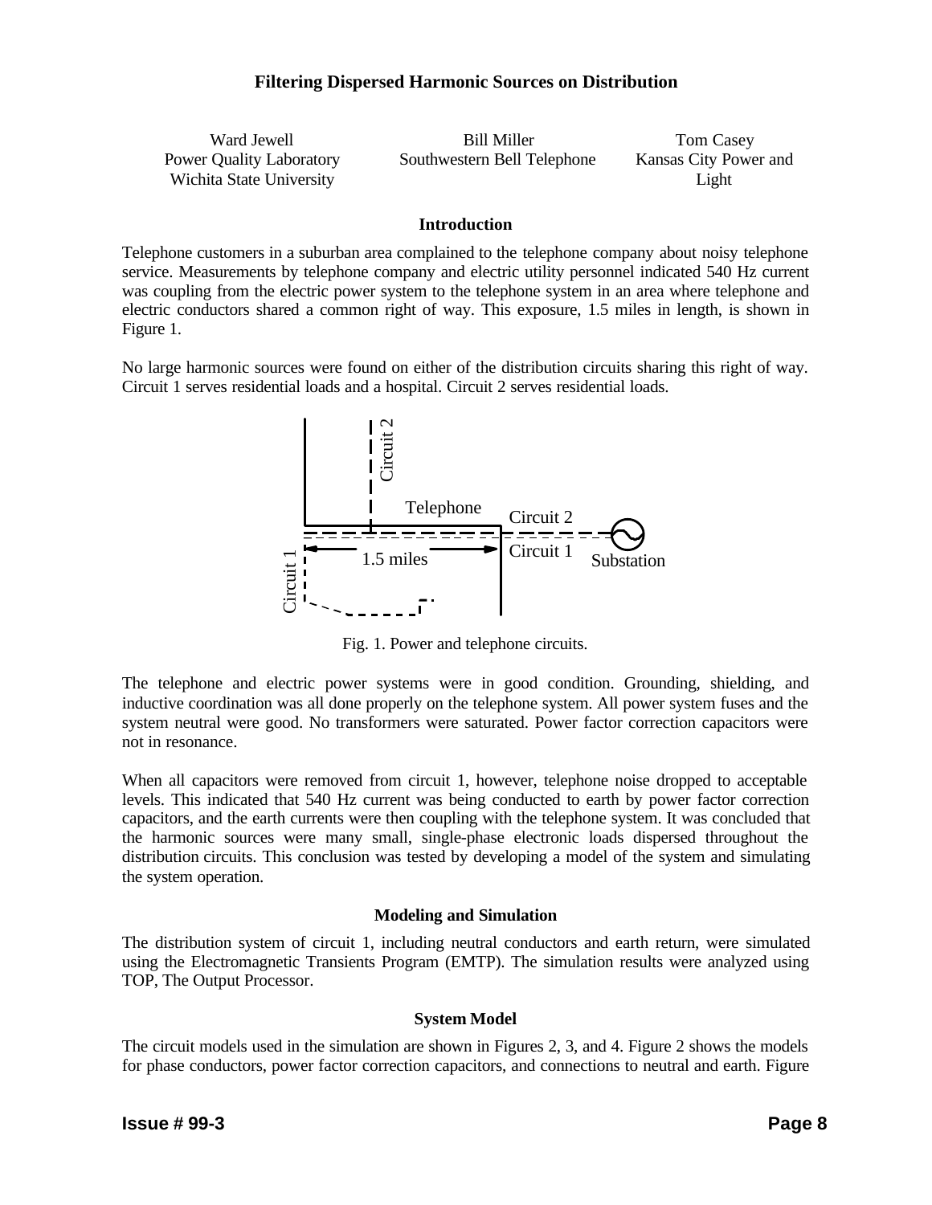# Filtering Dispersed Harmonic Sources on Distribution

Ward Jewell
Power Quality Laboratory
Wichita State University

Bill Miller
Southwestern Bell Telephone

Tom Casey
Kansas City Power and Light

## Introduction

Telephone customers in a suburban area complained to the telephone company about noisy telephone service. Measurements by telephone company and electric utility personnel indicated 540 Hz current was coupling from the electric power system to the telephone system in an area where telephone and electric conductors shared a common right of way. This exposure, 1.5 miles in length, is shown in Figure 1.

No large harmonic sources were found on either of the distribution circuits sharing this right of way. Circuit 1 serves residential loads and a hospital. Circuit 2 serves residential loads.

Fig. 1. Power and telephone circuits.

The telephone and electric power systems were in good condition. Grounding, shielding, and inductive coordination was all done properly on the telephone system. All power system fuses and the system neutral were good. No transformers were saturated. Power factor correction capacitors were not in resonance.

When all capacitors were removed from circuit 1, however, telephone noise dropped to acceptable levels. This indicated that 540 Hz current was being conducted to earth by power factor correction capacitors, and the earth currents were then coupling with the telephone system. It was concluded that the harmonic sources were many small, single-phase electronic loads dispersed throughout the distribution circuits. This conclusion was tested by developing a model of the system and simulating the system operation.

## Modeling and Simulation

The distribution system of circuit 1, including neutral conductors and earth return, were simulated using the Electromagnetic Transients Program (EMTP). The simulation results were analyzed using TOP, The Output Processor.

### System Model

The circuit models used in the simulation are shown in Figures 2, 3, and 4. Figure 2 shows the models for phase conductors, power factor correction capacitors, and connections to neutral and earth. Figure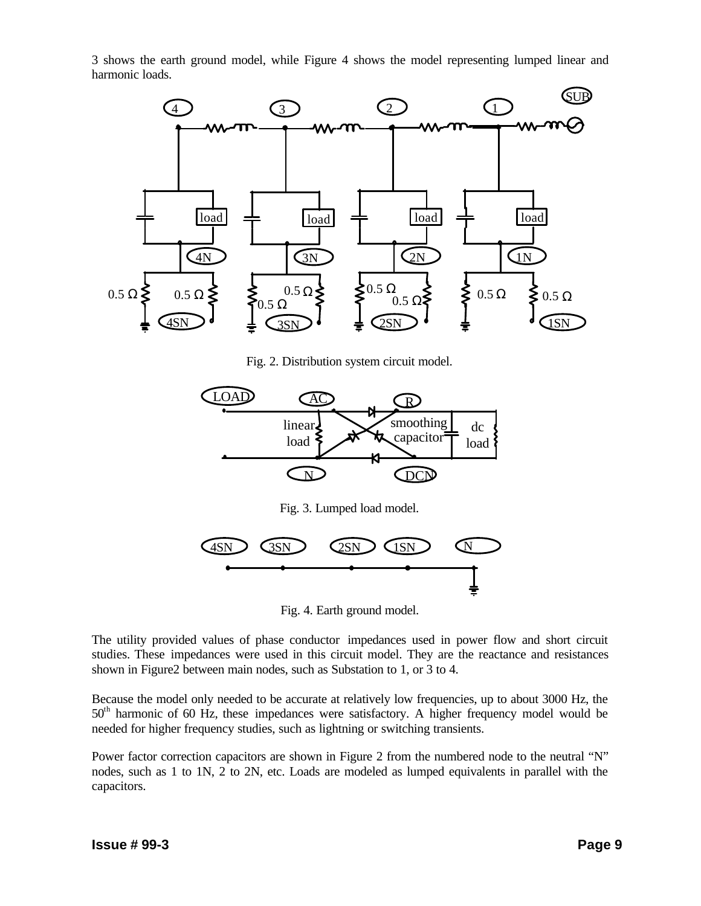3 shows the earth ground model, while Figure 4 shows the model representing lumped linear and harmonic loads.

Fig. 2. Distribution system circuit model.

Fig. 3. Lumped load model.

Fig. 4. Earth ground model.

The utility provided values of phase conductor impedances used in power flow and short circuit studies. These impedances were used in this circuit model. They are the reactance and resistances shown in Figure2 between main nodes, such as Substation to 1, or 3 to 4.

Because the model only needed to be accurate at relatively low frequencies, up to about 3000 Hz, the 50th harmonic of 60 Hz, these impedances were satisfactory. A higher frequency model would be needed for higher frequency studies, such as lightning or switching transients.

Power factor correction capacitors are shown in Figure 2 from the numbered node to the neutral "N" nodes, such as 1 to 1N, 2 to 2N, etc. Loads are modeled as lumped equivalents in parallel with the capacitors.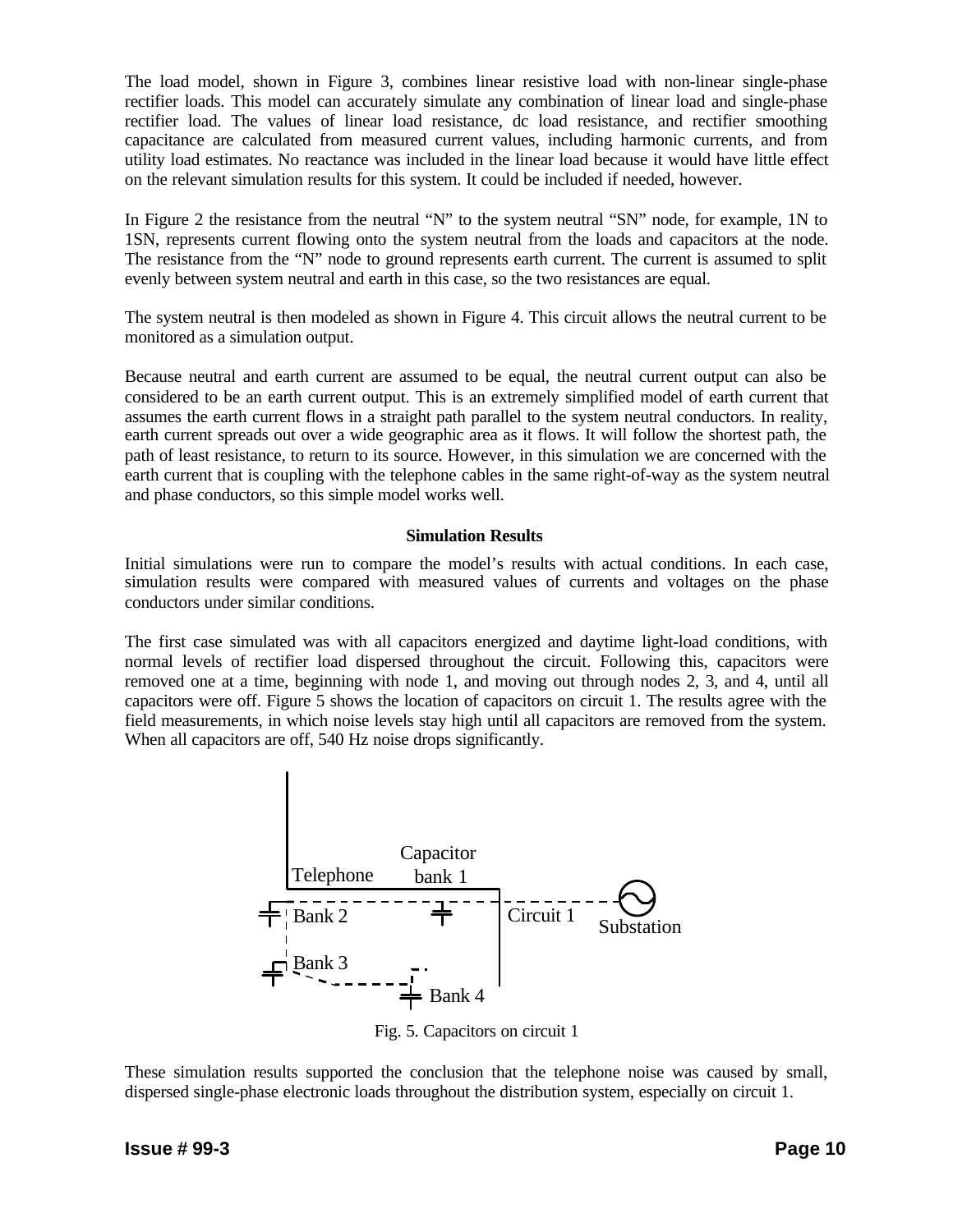The load model, shown in Figure 3, combines linear resistive load with non-linear single-phase rectifier loads. This model can accurately simulate any combination of linear load and single-phase rectifier load. The values of linear load resistance, dc load resistance, and rectifier smoothing capacitance are calculated from measured current values, including harmonic currents, and from utility load estimates. No reactance was included in the linear load because it would have little effect on the relevant simulation results for this system. It could be included if needed, however.

In Figure 2 the resistance from the neutral "N" to the system neutral "SN" node, for example, 1N to 1SN, represents current flowing onto the system neutral from the loads and capacitors at the node. The resistance from the "N" node to ground represents earth current. The current is assumed to split evenly between system neutral and earth in this case, so the two resistances are equal.

The system neutral is then modeled as shown in Figure 4. This circuit allows the neutral current to be monitored as a simulation output.

Because neutral and earth current are assumed to be equal, the neutral current output can also be considered to be an earth current output. This is an extremely simplified model of earth current that assumes the earth current flows in a straight path parallel to the system neutral conductors. In reality, earth current spreads out over a wide geographic area as it flows. It will follow the shortest path, the path of least resistance, to return to its source. However, in this simulation we are concerned with the earth current that is coupling with the telephone cables in the same right-of-way as the system neutral and phase conductors, so this simple model works well.

### Simulation Results

Initial simulations were run to compare the model's results with actual conditions. In each case, simulation results were compared with measured values of currents and voltages on the phase conductors under similar conditions.

The first case simulated was with all capacitors energized and daytime light-load conditions, with normal levels of rectifier load dispersed throughout the circuit. Following this, capacitors were removed one at a time, beginning with node 1, and moving out through nodes 2, 3, and 4, until all capacitors were off. Figure 5 shows the location of capacitors on circuit 1. The results agree with the field measurements, in which noise levels stay high until all capacitors are removed from the system. When all capacitors are off, 540 Hz noise drops significantly.

Telephone | Capacitor bank 1 | Bank 2 | Bank 3 | Bank 4 | Circuit 1 | Substation

Fig. 5. Capacitors on circuit 1

These simulation results supported the conclusion that the telephone noise was caused by small, dispersed single-phase electronic loads throughout the distribution system, especially on circuit 1.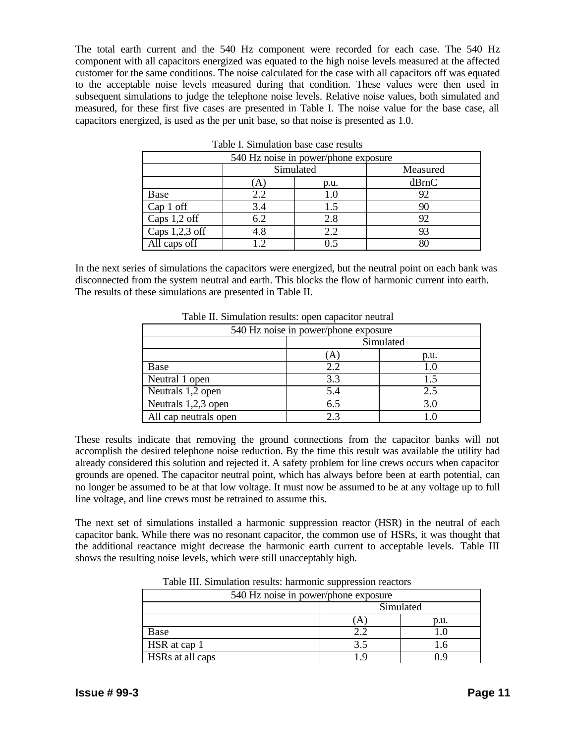The total earth current and the 540 Hz component were recorded for each case. The 540 Hz component with all capacitors energized was equated to the high noise levels measured at the affected customer for the same conditions. The noise calculated for the case with all capacitors off was equated to the acceptable noise levels measured during that condition. These values were then used in subsequent simulations to judge the telephone noise levels. Relative noise values, both simulated and measured, for these first five cases are presented in Table I. The noise value for the base case, all capacitors energized, is used as the per unit base, so that noise is presented as 1.0.

Table I. Simulation base case results

| 540 Hz noise in power/phone exposure | | | |
|---|---|---|---|
| | Simulated | | Measured |
| | (A) | p.u. | dBrnC |
| Base | 2.2 | 1.0 | 92 |
| Cap 1 off | 3.4 | 1.5 | 90 |
| Caps 1,2 off | 6.2 | 2.8 | 92 |
| Caps 1,2,3 off | 4.8 | 2.2 | 93 |
| All caps off | 1.2 | 0.5 | 80 |

In the next series of simulations the capacitors were energized, but the neutral point on each bank was disconnected from the system neutral and earth. This blocks the flow of harmonic current into earth. The results of these simulations are presented in Table II.

Table II. Simulation results: open capacitor neutral

| 540 Hz noise in power/phone exposure | | |
|---|---|---|
| | Simulated | |
| | (A) | p.u. |
| Base | 2.2 | 1.0 |
| Neutral 1 open | 3.3 | 1.5 |
| Neutrals 1,2 open | 5.4 | 2.5 |
| Neutrals 1,2,3 open | 6.5 | 3.0 |
| All cap neutrals open | 2.3 | 1.0 |

These results indicate that removing the ground connections from the capacitor banks will not accomplish the desired telephone noise reduction. By the time this result was available the utility had already considered this solution and rejected it. A safety problem for line crews occurs when capacitor grounds are opened. The capacitor neutral point, which has always before been at earth potential, can no longer be assumed to be at that low voltage. It must now be assumed to be at any voltage up to full line voltage, and line crews must be retrained to assume this.

The next set of simulations installed a harmonic suppression reactor (HSR) in the neutral of each capacitor bank. While there was no resonant capacitor, the common use of HSRs, it was thought that the additional reactance might decrease the harmonic earth current to acceptable levels. Table III shows the resulting noise levels, which were still unacceptably high.

Table III. Simulation results: harmonic suppression reactors

| 540 Hz noise in power/phone exposure | | |
|---|---|---|
| | Simulated | |
| | (A) | p.u. |
| Base | 2.2 | 1.0 |
| HSR at cap 1 | 3.5 | 1.6 |
| HSRs at all caps | 1.9 | 0.9 |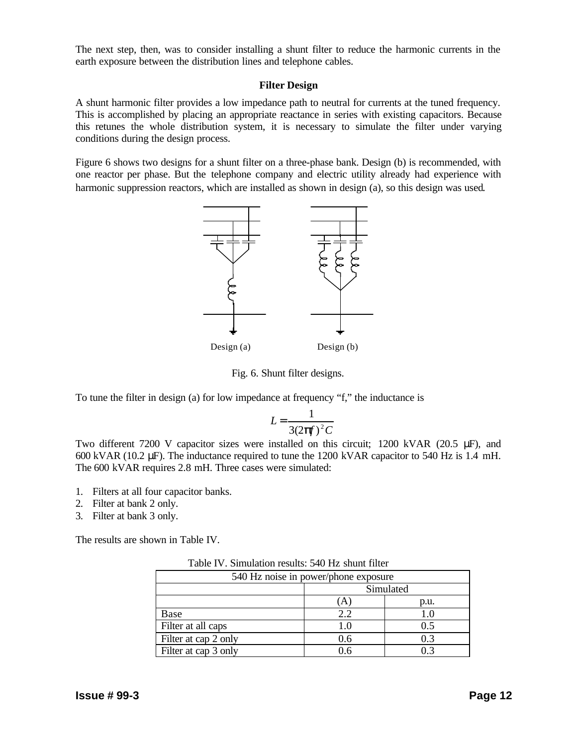The next step, then, was to consider installing a shunt filter to reduce the harmonic currents in the earth exposure between the distribution lines and telephone cables.

### Filter Design

A shunt harmonic filter provides a low impedance path to neutral for currents at the tuned frequency. This is accomplished by placing an appropriate reactance in series with existing capacitors. Because this retunes the whole distribution system, it is necessary to simulate the filter under varying conditions during the design process.

Figure 6 shows two designs for a shunt filter on a three-phase bank. Design (b) is recommended, with one reactor per phase. But the telephone company and electric utility already had experience with harmonic suppression reactors, which are installed as shown in design (a), so this design was used.

Design (a) Design (b)

Fig. 6. Shunt filter designs.

To tune the filter in design (a) for low impedance at frequency "f," the inductance is

$$L = \frac{1}{3(2\pi f)^2 C}$$

Two different 7200 V capacitor sizes were installed on this circuit; 1200 kVAR (20.5 μF), and 600 kVAR (10.2 μF). The inductance required to tune the 1200 kVAR capacitor to 540 Hz is 1.4 mH. The 600 kVAR requires 2.8 mH. Three cases were simulated:

1. Filters at all four capacitor banks.
2. Filter at bank 2 only.
3. Filter at bank 3 only.

The results are shown in Table IV.

Table IV. Simulation results: 540 Hz shunt filter

| 540 Hz noise in power/phone exposure | | |
|---|---|---|
| | Simulated | |
| | (A) | p.u. |
| Base | 2.2 | 1.0 |
| Filter at all caps | 1.0 | 0.5 |
| Filter at cap 2 only | 0.6 | 0.3 |
| Filter at cap 3 only | 0.6 | 0.3 |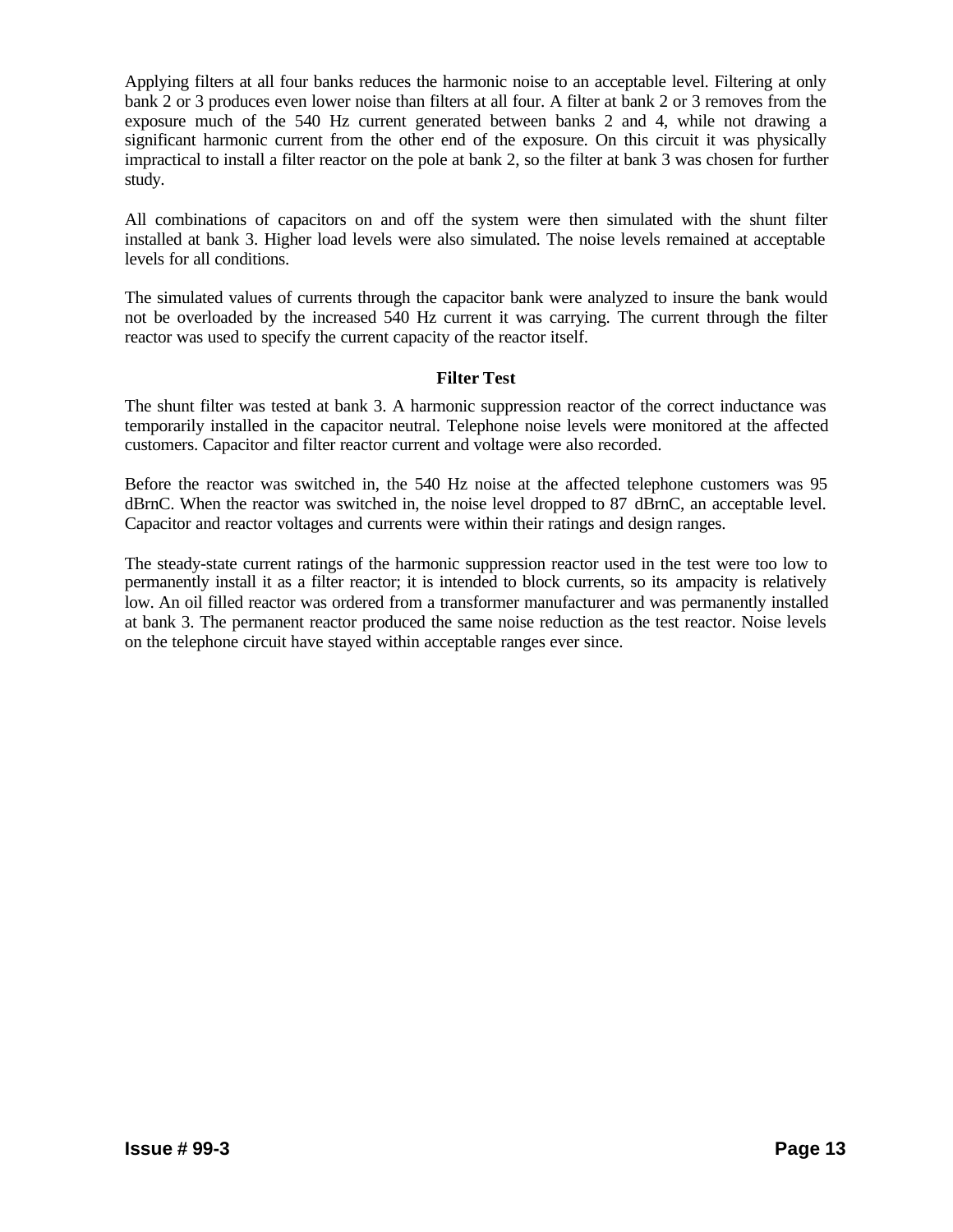Applying filters at all four banks reduces the harmonic noise to an acceptable level. Filtering at only bank 2 or 3 produces even lower noise than filters at all four. A filter at bank 2 or 3 removes from the exposure much of the 540 Hz current generated between banks 2 and 4, while not drawing a significant harmonic current from the other end of the exposure. On this circuit it was physically impractical to install a filter reactor on the pole at bank 2, so the filter at bank 3 was chosen for further study.

All combinations of capacitors on and off the system were then simulated with the shunt filter installed at bank 3. Higher load levels were also simulated. The noise levels remained at acceptable levels for all conditions.

The simulated values of currents through the capacitor bank were analyzed to insure the bank would not be overloaded by the increased 540 Hz current it was carrying. The current through the filter reactor was used to specify the current capacity of the reactor itself.

## Filter Test

The shunt filter was tested at bank 3. A harmonic suppression reactor of the correct inductance was temporarily installed in the capacitor neutral. Telephone noise levels were monitored at the affected customers. Capacitor and filter reactor current and voltage were also recorded.

Before the reactor was switched in, the 540 Hz noise at the affected telephone customers was 95 dBrnC. When the reactor was switched in, the noise level dropped to 87 dBrnC, an acceptable level. Capacitor and reactor voltages and currents were within their ratings and design ranges.

The steady-state current ratings of the harmonic suppression reactor used in the test were too low to permanently install it as a filter reactor; it is intended to block currents, so its ampacity is relatively low. An oil filled reactor was ordered from a transformer manufacturer and was permanently installed at bank 3. The permanent reactor produced the same noise reduction as the test reactor. Noise levels on the telephone circuit have stayed within acceptable ranges ever since.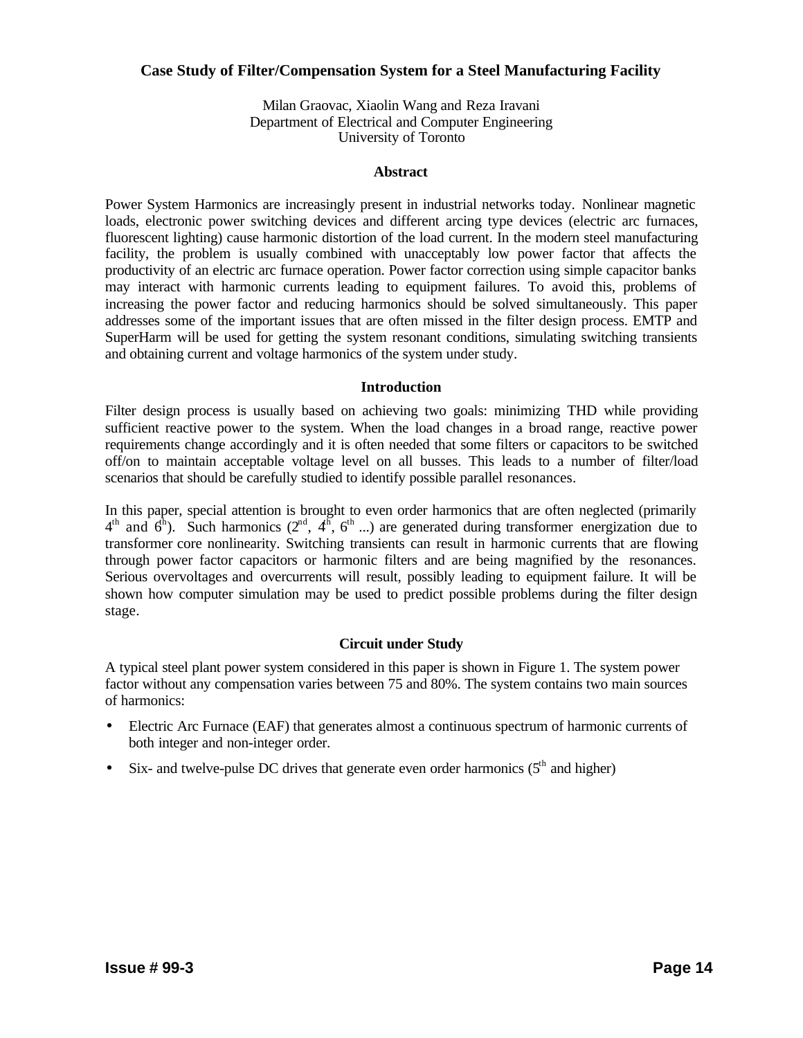# Case Study of Filter/Compensation System for a Steel Manufacturing Facility

Milan Graovac, Xiaolin Wang and Reza Iravani
Department of Electrical and Computer Engineering
University of Toronto

## Abstract

Power System Harmonics are increasingly present in industrial networks today. Nonlinear magnetic loads, electronic power switching devices and different arcing type devices (electric arc furnaces, fluorescent lighting) cause harmonic distortion of the load current. In the modern steel manufacturing facility, the problem is usually combined with unacceptably low power factor that affects the productivity of an electric arc furnace operation. Power factor correction using simple capacitor banks may interact with harmonic currents leading to equipment failures. To avoid this, problems of increasing the power factor and reducing harmonics should be solved simultaneously. This paper addresses some of the important issues that are often missed in the filter design process. EMTP and SuperHarm will be used for getting the system resonant conditions, simulating switching transients and obtaining current and voltage harmonics of the system under study.

## Introduction

Filter design process is usually based on achieving two goals: minimizing THD while providing sufficient reactive power to the system. When the load changes in a broad range, reactive power requirements change accordingly and it is often needed that some filters or capacitors to be switched off/on to maintain acceptable voltage level on all busses. This leads to a number of filter/load scenarios that should be carefully studied to identify possible parallel resonances.

In this paper, special attention is brought to even order harmonics that are often neglected (primarily $4^{th}$ and $6^{th}$). Such harmonics ($2^{nd}$, $4^{th}$, $6^{th}$ ...) are generated during transformer energization due to transformer core nonlinearity. Switching transients can result in harmonic currents that are flowing through power factor capacitors or harmonic filters and are being magnified by the resonances. Serious overvoltages and overcurrents will result, possibly leading to equipment failure. It will be shown how computer simulation may be used to predict possible problems during the filter design stage.

## Circuit under Study

A typical steel plant power system considered in this paper is shown in Figure 1. The system power factor without any compensation varies between 75 and 80%. The system contains two main sources of harmonics:

- Electric Arc Furnace (EAF) that generates almost a continuous spectrum of harmonic currents of both integer and non-integer order.
- Six- and twelve-pulse DC drives that generate even order harmonics ($5^{th}$ and higher)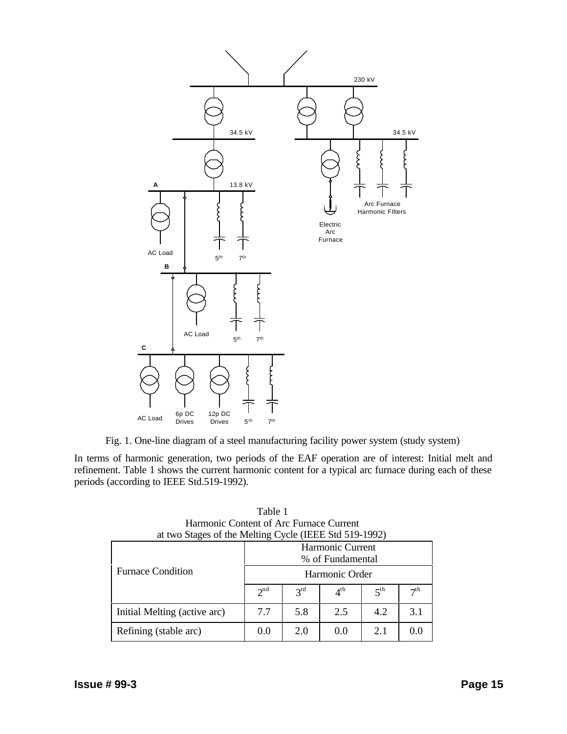Fig. 1. One-line diagram of a steel manufacturing facility power system (study system)

In terms of harmonic generation, two periods of the EAF operation are of interest: Initial melt and refinement. Table 1 shows the current harmonic content for a typical arc furnace during each of these periods (according to IEEE Std.519-1992).

Table 1
Harmonic Content of Arc Furnace Current
at two Stages of the Melting Cycle (IEEE Std 519-1992)

| Furnace Condition | Harmonic Current % of Fundamental | | | | |
|---|---|---|---|---|---|
| | Harmonic Order | | | | |
| | $2^{nd}$ | $3^{rd}$ | $4^{th}$ | $5^{th}$ | $7^{th}$ |
| Initial Melting (active arc) | 7.7 | 5.8 | 2.5 | 4.2 | 3.1 |
| Refining (stable arc) | 0.0 | 2.0 | 0.0 | 2.1 | 0.0 |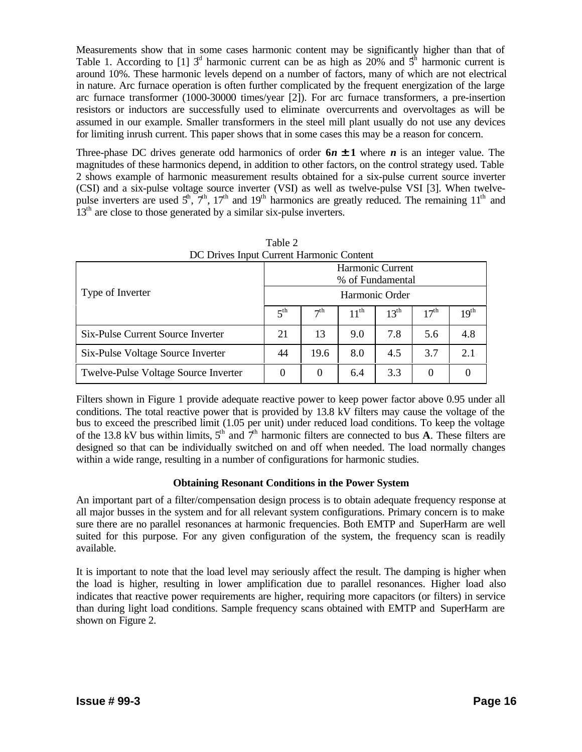Measurements show that in some cases harmonic content may be significantly higher than that of Table 1. According to [1] 3[rd] harmonic current can be as high as 20% and 5[th] harmonic current is around 10%. These harmonic levels depend on a number of factors, many of which are not electrical in nature. Arc furnace operation is often further complicated by the frequent energization of the large arc furnace transformer (1000-30000 times/year [2]). For arc furnace transformers, a pre-insertion resistors or inductors are successfully used to eliminate overcurrents and overvoltages as will be assumed in our example. Smaller transformers in the steel mill plant usually do not use any devices for limiting inrush current. This paper shows that in some cases this may be a reason for concern.

Three-phase DC drives generate odd harmonics of order $6n \pm 1$ where $n$ is an integer value. The magnitudes of these harmonics depend, in addition to other factors, on the control strategy used. Table 2 shows example of harmonic measurement results obtained for a six-pulse current source inverter (CSI) and a six-pulse voltage source inverter (VSI) as well as twelve-pulse VSI [3]. When twelve-pulse inverters are used 5[th], 7[th], 17[th] and 19[th] harmonics are greatly reduced. The remaining 11[th] and 13[th] are close to those generated by a similar six-pulse inverters.

Table 2
DC Drives Input Current Harmonic Content

| Type of Inverter | Harmonic Current % of Fundamental | | | | | |
|---|---|---|---|---|---|---|
| | Harmonic Order | | | | | |
| | 5th | 7th | 11th | 13th | 17th | 19th |
| Six-Pulse Current Source Inverter | 21 | 13 | 9.0 | 7.8 | 5.6 | 4.8 |
| Six-Pulse Voltage Source Inverter | 44 | 19.6 | 8.0 | 4.5 | 3.7 | 2.1 |
| Twelve-Pulse Voltage Source Inverter | 0 | 0 | 6.4 | 3.3 | 0 | 0 |

Filters shown in Figure 1 provide adequate reactive power to keep power factor above 0.95 under all conditions. The total reactive power that is provided by 13.8 kV filters may cause the voltage of the bus to exceed the prescribed limit (1.05 per unit) under reduced load conditions. To keep the voltage of the 13.8 kV bus within limits, 5[th] and 7[th] harmonic filters are connected to bus **A**. These filters are designed so that can be individually switched on and off when needed. The load normally changes within a wide range, resulting in a number of configurations for harmonic studies.

### Obtaining Resonant Conditions in the Power System

An important part of a filter/compensation design process is to obtain adequate frequency response at all major busses in the system and for all relevant system configurations. Primary concern is to make sure there are no parallel resonances at harmonic frequencies. Both EMTP and SuperHarm are well suited for this purpose. For any given configuration of the system, the frequency scan is readily available.

It is important to note that the load level may seriously affect the result. The damping is higher when the load is higher, resulting in lower amplification due to parallel resonances. Higher load also indicates that reactive power requirements are higher, requiring more capacitors (or filters) in service than during light load conditions. Sample frequency scans obtained with EMTP and SuperHarm are shown on Figure 2.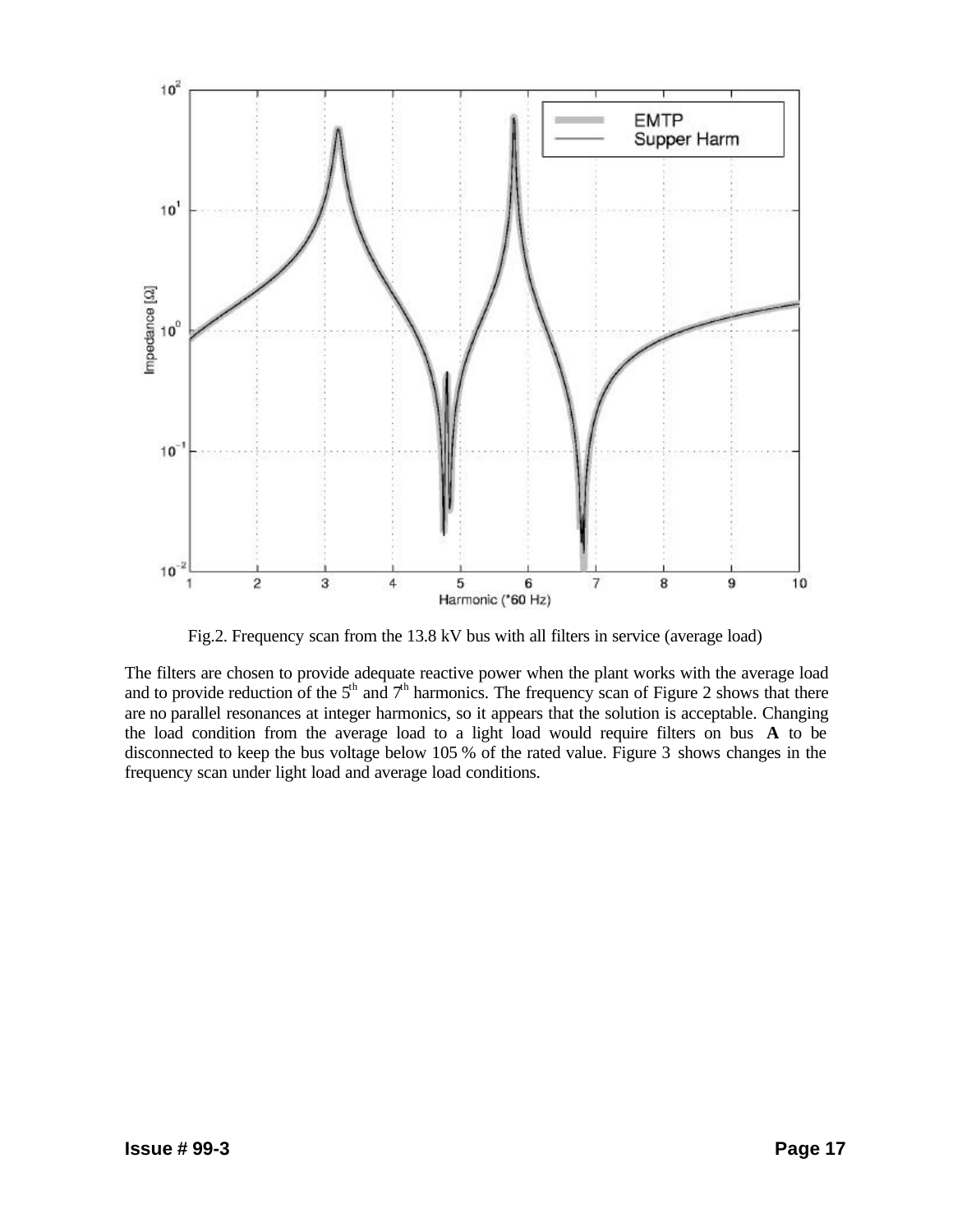Fig.2. Frequency scan from the 13.8 kV bus with all filters in service (average load)

The filters are chosen to provide adequate reactive power when the plant works with the average load and to provide reduction of the $5^{th}$ and $7^{th}$ harmonics. The frequency scan of Figure 2 shows that there are no parallel resonances at integer harmonics, so it appears that the solution is acceptable. Changing the load condition from the average load to a light load would require filters on bus **A** to be disconnected to keep the bus voltage below 105 % of the rated value. Figure 3 shows changes in the frequency scan under light load and average load conditions.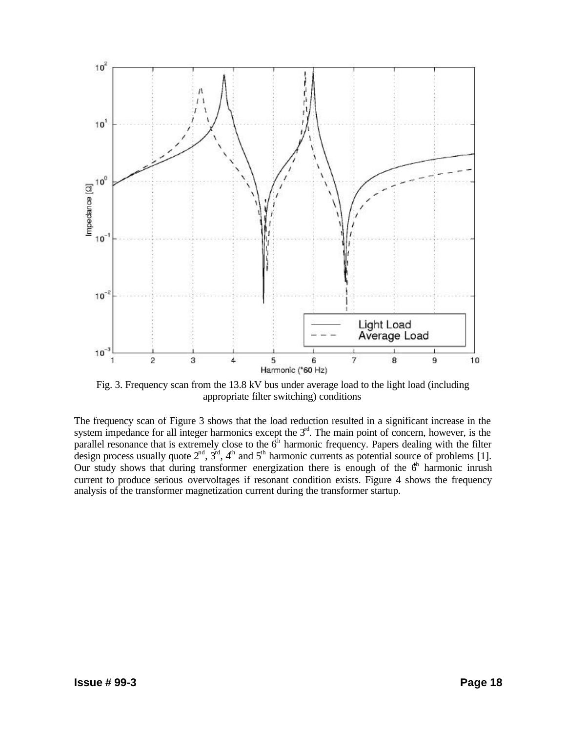Fig. 3. Frequency scan from the 13.8 kV bus under average load to the light load (including appropriate filter switching) conditions

The frequency scan of Figure 3 shows that the load reduction resulted in a significant increase in the system impedance for all integer harmonics except the 3rd. The main point of concern, however, is the parallel resonance that is extremely close to the 6th harmonic frequency. Papers dealing with the filter design process usually quote 2nd, 3rd, 4th and 5th harmonic currents as potential source of problems [1]. Our study shows that during transformer energization there is enough of the 6th harmonic inrush current to produce serious overvoltages if resonant condition exists. Figure 4 shows the frequency analysis of the transformer magnetization current during the transformer startup.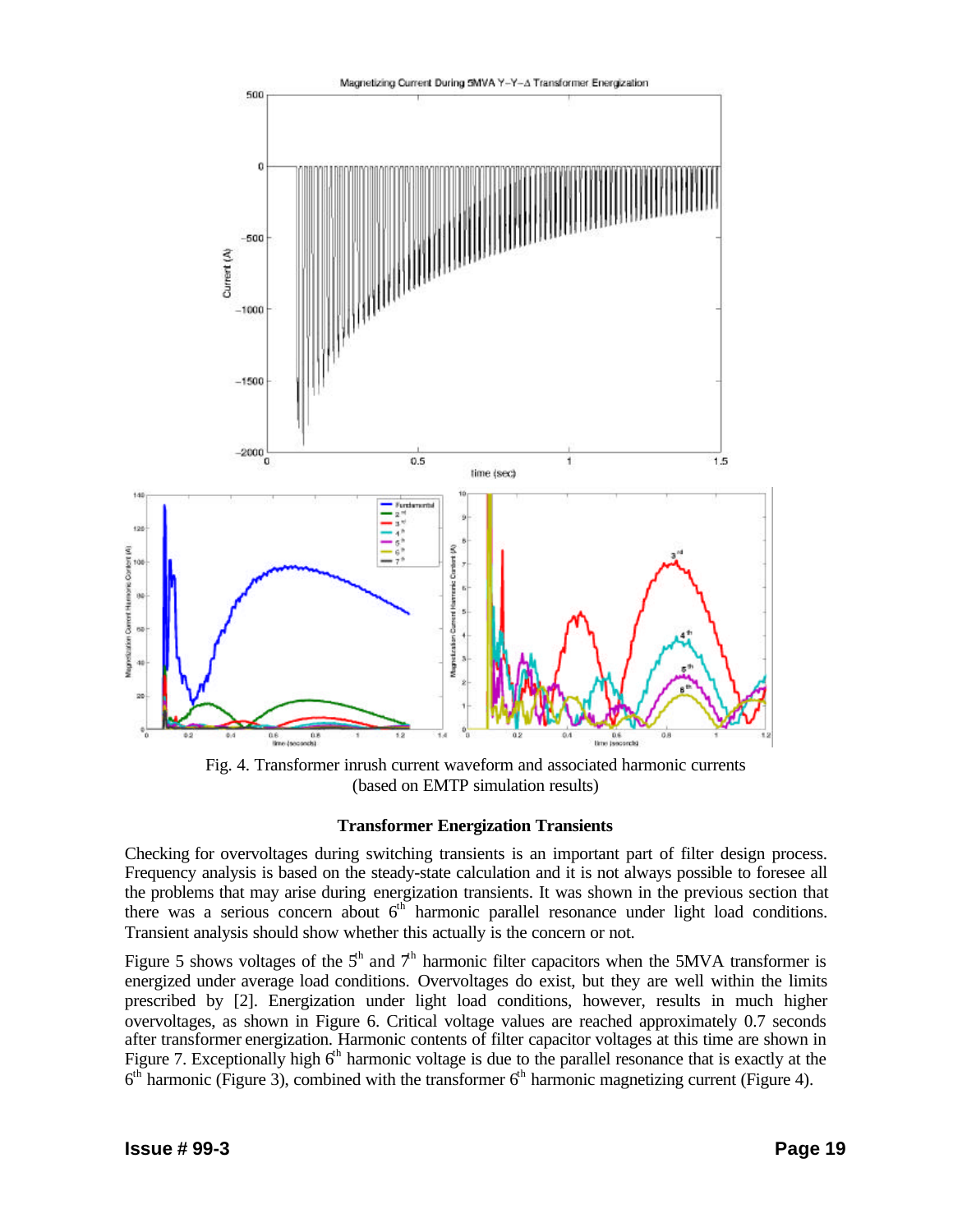Fig. 4. Transformer inrush current waveform and associated harmonic currents (based on EMTP simulation results)

### Transformer Energization Transients

Checking for overvoltages during switching transients is an important part of filter design process. Frequency analysis is based on the steady-state calculation and it is not always possible to foresee all the problems that may arise during energization transients. It was shown in the previous section that there was a serious concern about 6th harmonic parallel resonance under light load conditions. Transient analysis should show whether this actually is the concern or not.

Figure 5 shows voltages of the 5th and 7th harmonic filter capacitors when the 5MVA transformer is energized under average load conditions. Overvoltages do exist, but they are well within the limits prescribed by [2]. Energization under light load conditions, however, results in much higher overvoltages, as shown in Figure 6. Critical voltage values are reached approximately 0.7 seconds after transformer energization. Harmonic contents of filter capacitor voltages at this time are shown in Figure 7. Exceptionally high 6th harmonic voltage is due to the parallel resonance that is exactly at the 6th harmonic (Figure 3), combined with the transformer 6th harmonic magnetizing current (Figure 4).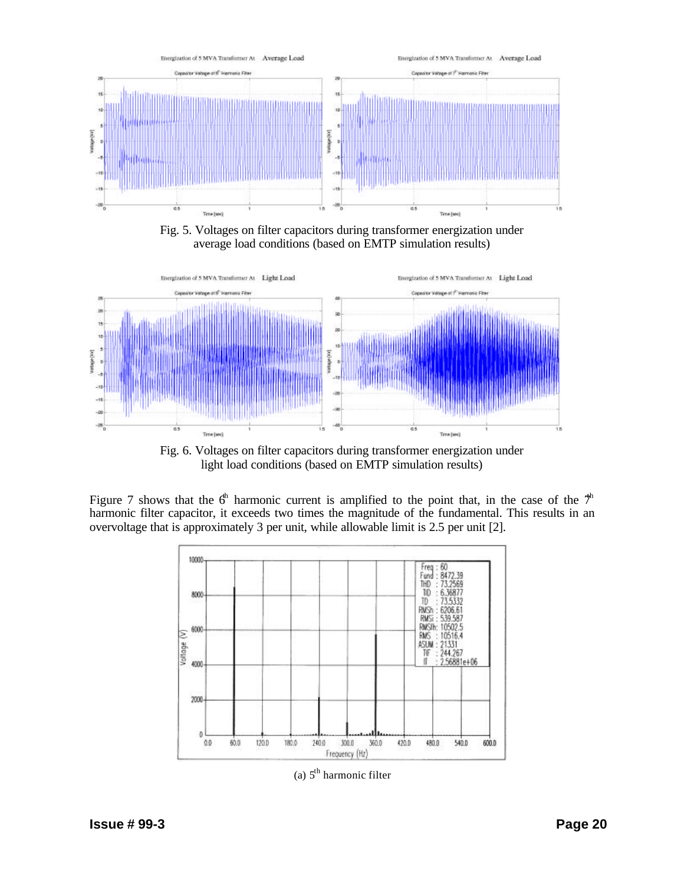Fig. 5. Voltages on filter capacitors during transformer energization under average load conditions (based on EMTP simulation results)

Fig. 6. Voltages on filter capacitors during transformer energization under light load conditions (based on EMTP simulation results)

Figure 7 shows that the $6^{th}$ harmonic current is amplified to the point that, in the case of the $7^{th}$ harmonic filter capacitor, it exceeds two times the magnitude of the fundamental. This results in an overvoltage that is approximately 3 per unit, while allowable limit is 2.5 per unit [2].

(a) $5^{th}$ harmonic filter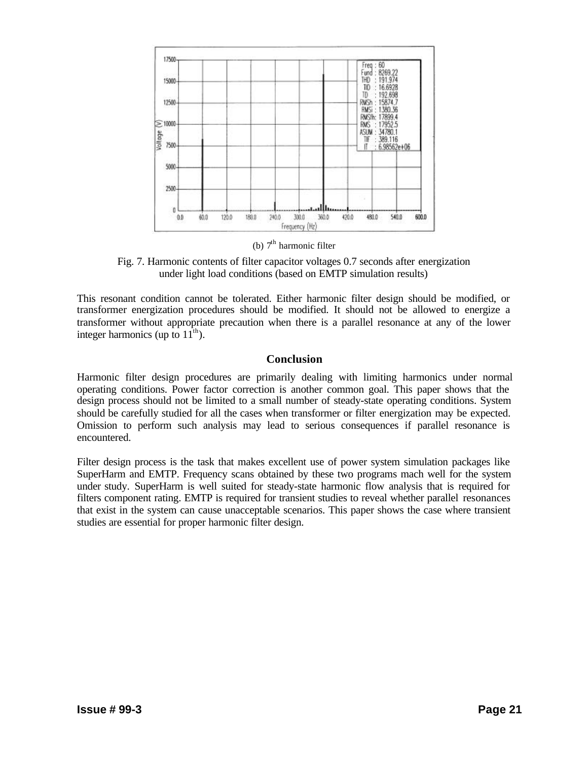(b) 7th harmonic filter

Fig. 7. Harmonic contents of filter capacitor voltages 0.7 seconds after energization under light load conditions (based on EMTP simulation results)

This resonant condition cannot be tolerated. Either harmonic filter design should be modified, or transformer energization procedures should be modified. It should not be allowed to energize a transformer without appropriate precaution when there is a parallel resonance at any of the lower integer harmonics (up to 11th).

## Conclusion

Harmonic filter design procedures are primarily dealing with limiting harmonics under normal operating conditions. Power factor correction is another common goal. This paper shows that the design process should not be limited to a small number of steady-state operating conditions. System should be carefully studied for all the cases when transformer or filter energization may be expected. Omission to perform such analysis may lead to serious consequences if parallel resonance is encountered.

Filter design process is the task that makes excellent use of power system simulation packages like SuperHarm and EMTP. Frequency scans obtained by these two programs mach well for the system under study. SuperHarm is well suited for steady-state harmonic flow analysis that is required for filters component rating. EMTP is required for transient studies to reveal whether parallel resonances that exist in the system can cause unacceptable scenarios. This paper shows the case where transient studies are essential for proper harmonic filter design.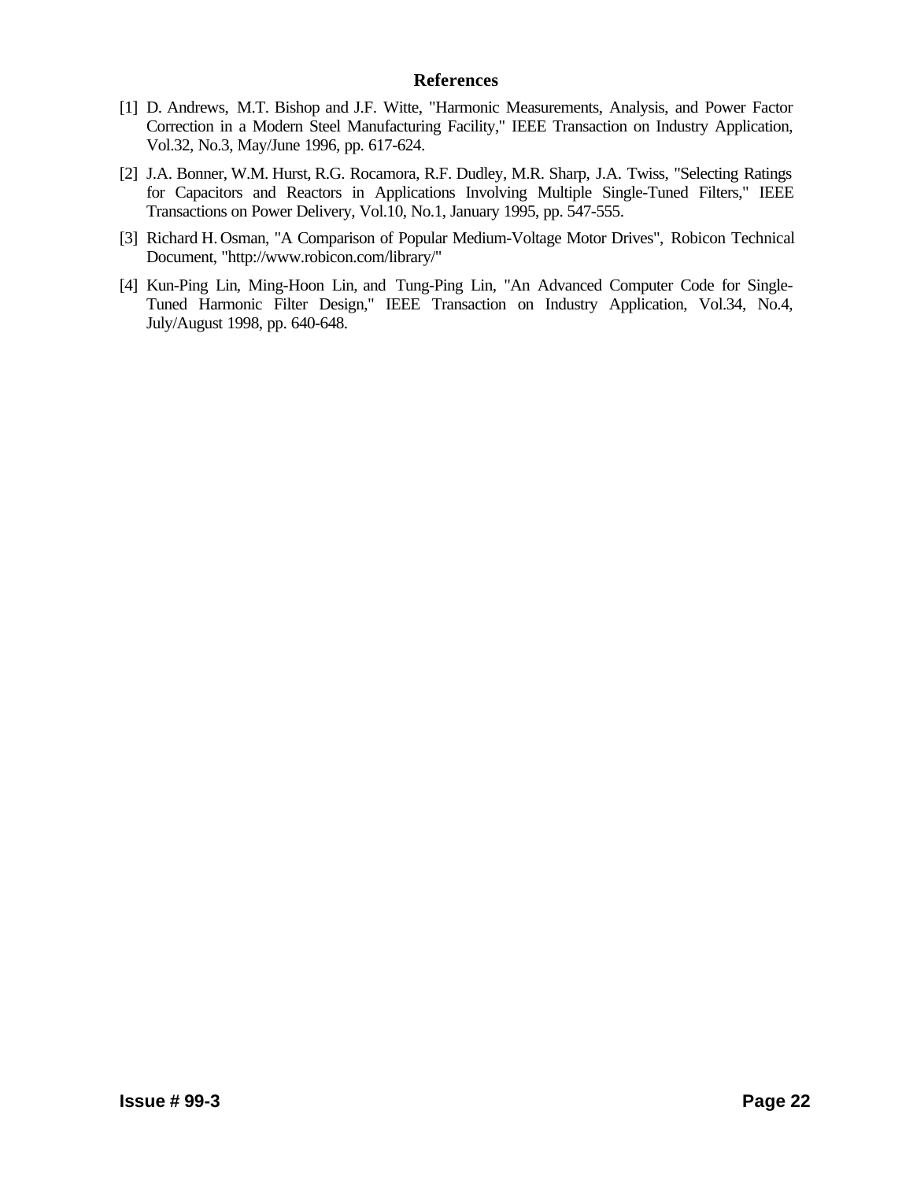## References

[1] D. Andrews, M.T. Bishop and J.F. Witte, "Harmonic Measurements, Analysis, and Power Factor Correction in a Modern Steel Manufacturing Facility," IEEE Transaction on Industry Application, Vol.32, No.3, May/June 1996, pp. 617-624.

[2] J.A. Bonner, W.M. Hurst, R.G. Rocamora, R.F. Dudley, M.R. Sharp, J.A. Twiss, "Selecting Ratings for Capacitors and Reactors in Applications Involving Multiple Single-Tuned Filters," IEEE Transactions on Power Delivery, Vol.10, No.1, January 1995, pp. 547-555.

[3] Richard H. Osman, "A Comparison of Popular Medium-Voltage Motor Drives", Robicon Technical Document, "http://www.robicon.com/library/"

[4] Kun-Ping Lin, Ming-Hoon Lin, and Tung-Ping Lin, "An Advanced Computer Code for Single-Tuned Harmonic Filter Design," IEEE Transaction on Industry Application, Vol.34, No.4, July/August 1998, pp. 640-648.